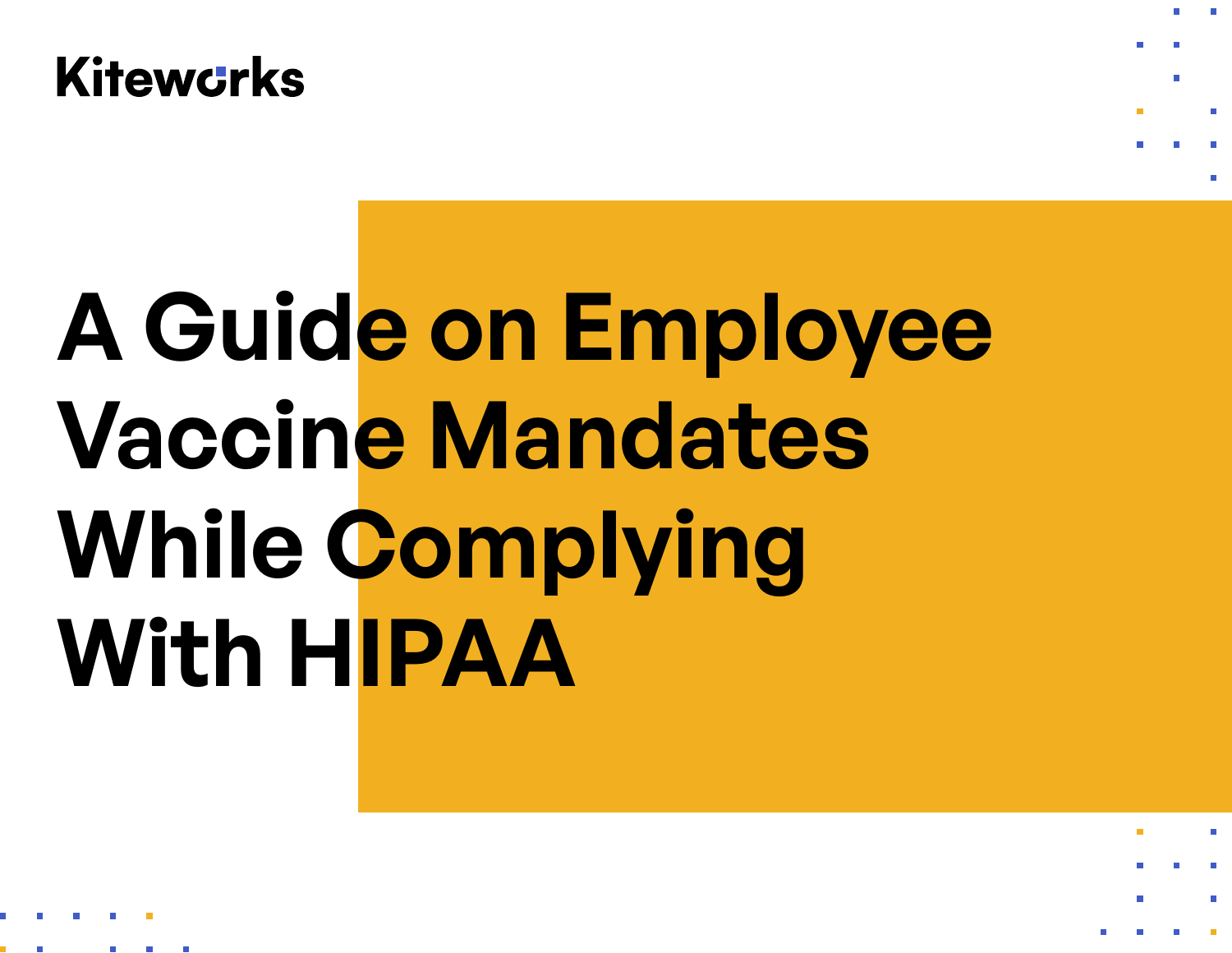Kiteworks

# A Guide on Employee Vaccine Mandates While Complying With HIPAA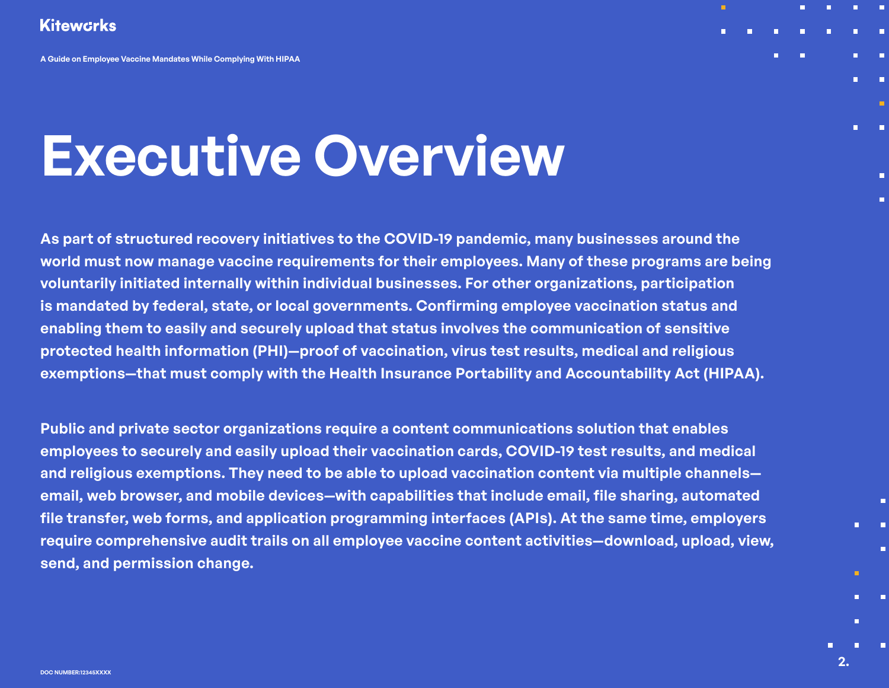# Executive Overview

**As part of structured recovery initiatives to the COVID-19 pandemic, many businesses around the world must now manage vaccine requirements for their employees. Many of these programs are being voluntarily initiated internally within individual businesses. For other organizations, participation is mandated by federal, state, or local governments. Confirming employee vaccination status and enabling them to easily and securely upload that status involves the communication of sensitive protected health information (PHI)—proof of vaccination, virus test results, medical and religious exemptions—that must comply with the Health Insurance Portability and Accountability Act (HIPAA).**

**Public and private sector organizations require a content communications solution that enables employees to securely and easily upload their vaccination cards, COVID-19 test results, and medical and religious exemptions. They need to be able to upload vaccination content via multiple channels—email, web browser, and mobile devices—with capabilities that include email, file sharing, automated file transfer, web forms, and application programming interfaces (APIs). At the same time, employers require comprehensive audit trails on all employee vaccine content activities—download, upload, view, send, and permission change.**

DOC NUMBER:12345XXXX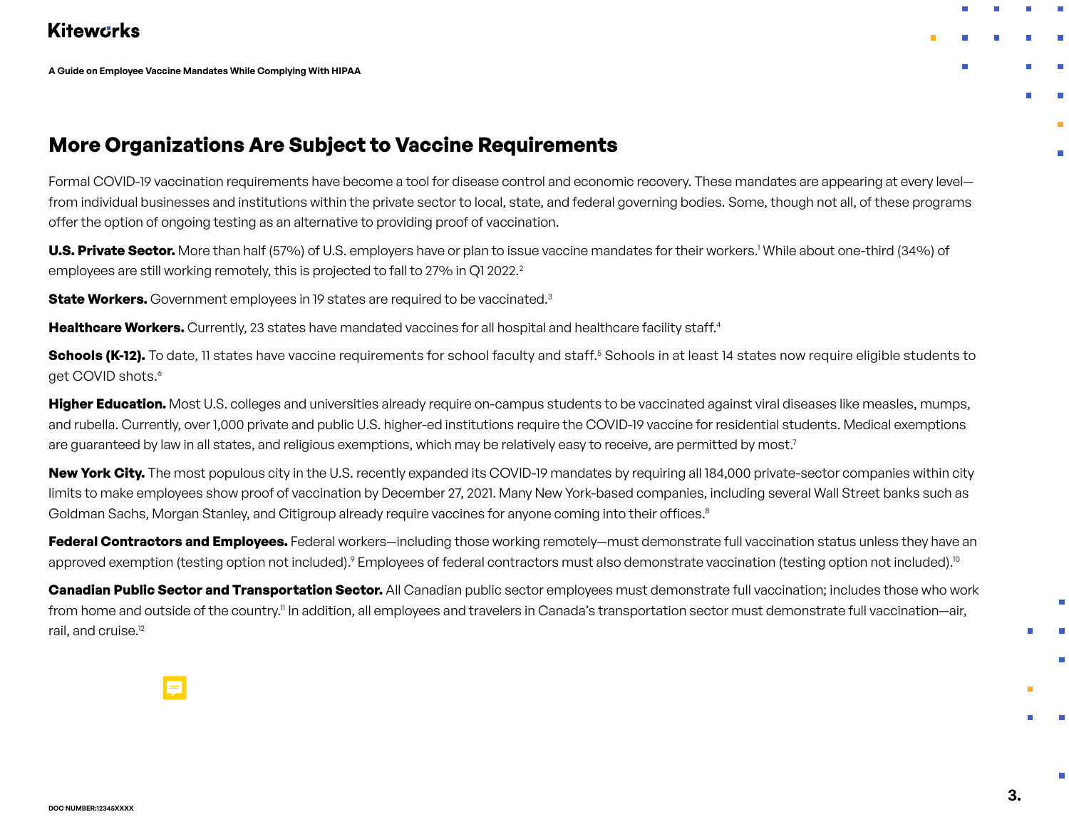## More Organizations Are Subject to Vaccine Requirements

Formal COVID-19 vaccination requirements have become a tool for disease control and economic recovery. These mandates are appearing at every level—from individual businesses and institutions within the private sector to local, state, and federal governing bodies. Some, though not all, of these programs offer the option of ongoing testing as an alternative to providing proof of vaccination.

**U.S. Private Sector.** More than half (57%) of U.S. employers have or plan to issue vaccine mandates for their workers.[1] While about one-third (34%) of employees are still working remotely, this is projected to fall to 27% in Q1 2022.[2]

**State Workers.** Government employees in 19 states are required to be vaccinated.[3]

**Healthcare Workers.** Currently, 23 states have mandated vaccines for all hospital and healthcare facility staff.[4]

**Schools (K-12).** To date, 11 states have vaccine requirements for school faculty and staff.[5] Schools in at least 14 states now require eligible students to get COVID shots.[6]

**Higher Education.** Most U.S. colleges and universities already require on-campus students to be vaccinated against viral diseases like measles, mumps, and rubella. Currently, over 1,000 private and public U.S. higher-ed institutions require the COVID-19 vaccine for residential students. Medical exemptions are guaranteed by law in all states, and religious exemptions, which may be relatively easy to receive, are permitted by most.[7]

**New York City.** The most populous city in the U.S. recently expanded its COVID-19 mandates by requiring all 184,000 private-sector companies within city limits to make employees show proof of vaccination by December 27, 2021. Many New York-based companies, including several Wall Street banks such as Goldman Sachs, Morgan Stanley, and Citigroup already require vaccines for anyone coming into their offices.[8]

**Federal Contractors and Employees.** Federal workers—including those working remotely—must demonstrate full vaccination status unless they have an approved exemption (testing option not included).[9] Employees of federal contractors must also demonstrate vaccination (testing option not included).[10]

**Canadian Public Sector and Transportation Sector.** All Canadian public sector employees must demonstrate full vaccination; includes those who work from home and outside of the country.[11] In addition, all employees and travelers in Canada's transportation sector must demonstrate full vaccination—air, rail, and cruise.[12]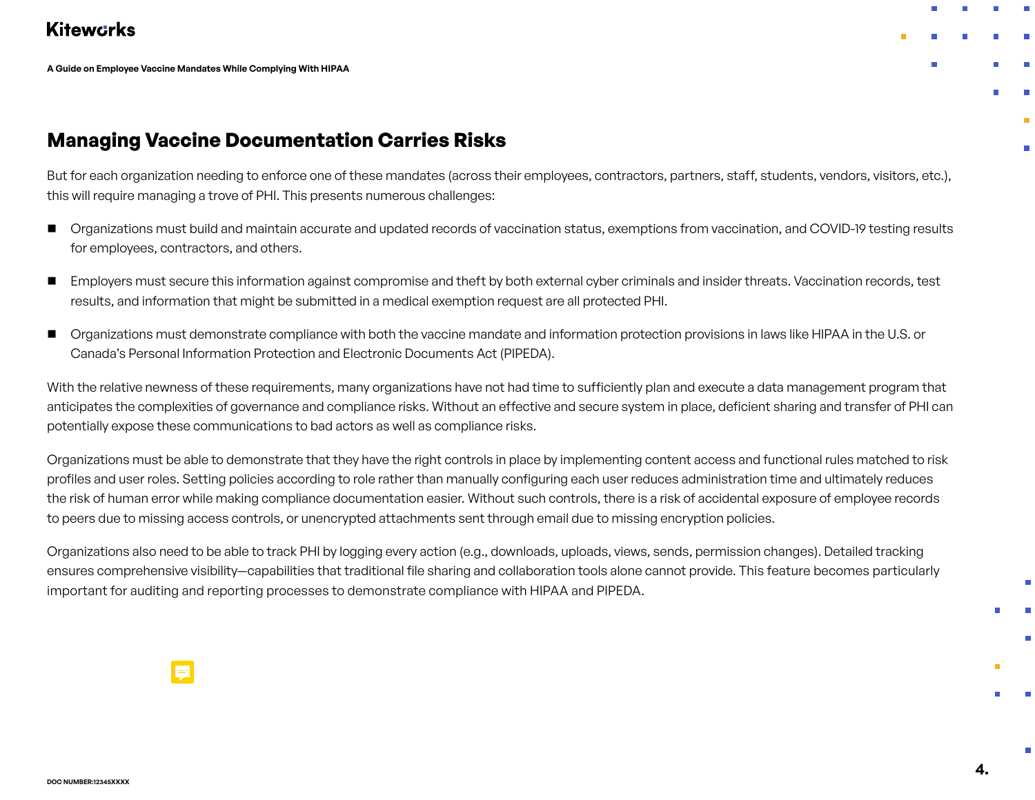## Managing Vaccine Documentation Carries Risks

But for each organization needing to enforce one of these mandates (across their employees, contractors, partners, staff, students, vendors, visitors, etc.), this will require managing a trove of PHI. This presents numerous challenges:

- Organizations must build and maintain accurate and updated records of vaccination status, exemptions from vaccination, and COVID-19 testing results for employees, contractors, and others.
- Employers must secure this information against compromise and theft by both external cyber criminals and insider threats. Vaccination records, test results, and information that might be submitted in a medical exemption request are all protected PHI.
- Organizations must demonstrate compliance with both the vaccine mandate and information protection provisions in laws like HIPAA in the U.S. or Canada's Personal Information Protection and Electronic Documents Act (PIPEDA).

With the relative newness of these requirements, many organizations have not had time to sufficiently plan and execute a data management program that anticipates the complexities of governance and compliance risks. Without an effective and secure system in place, deficient sharing and transfer of PHI can potentially expose these communications to bad actors as well as compliance risks.

Organizations must be able to demonstrate that they have the right controls in place by implementing content access and functional rules matched to risk profiles and user roles. Setting policies according to role rather than manually configuring each user reduces administration time and ultimately reduces the risk of human error while making compliance documentation easier. Without such controls, there is a risk of accidental exposure of employee records to peers due to missing access controls, or unencrypted attachments sent through email due to missing encryption policies.

Organizations also need to be able to track PHI by logging every action (e.g., downloads, uploads, views, sends, permission changes). Detailed tracking ensures comprehensive visibility—capabilities that traditional file sharing and collaboration tools alone cannot provide. This feature becomes particularly important for auditing and reporting processes to demonstrate compliance with HIPAA and PIPEDA.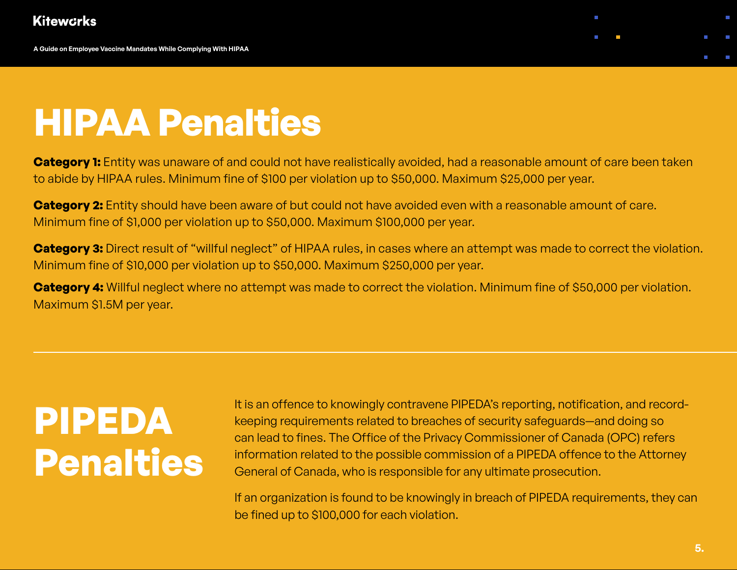# HIPAA Penalties

**Category 1:** Entity was unaware of and could not have realistically avoided, had a reasonable amount of care been taken to abide by HIPAA rules. Minimum fine of $100 per violation up to $50,000. Maximum $25,000 per year.

**Category 2:** Entity should have been aware of but could not have avoided even with a reasonable amount of care. Minimum fine of $1,000 per violation up to $50,000. Maximum $100,000 per year.

**Category 3:** Direct result of "willful neglect" of HIPAA rules, in cases where an attempt was made to correct the violation. Minimum fine of $10,000 per violation up to $50,000. Maximum $250,000 per year.

**Category 4:** Willful neglect where no attempt was made to correct the violation. Minimum fine of $50,000 per violation. Maximum $1.5M per year.

# PIPEDA Penalties

It is an offence to knowingly contravene PIPEDA's reporting, notification, and record-keeping requirements related to breaches of security safeguards—and doing so can lead to fines. The Office of the Privacy Commissioner of Canada (OPC) refers information related to the possible commission of a PIPEDA offence to the Attorney General of Canada, who is responsible for any ultimate prosecution.

If an organization is found to be knowingly in breach of PIPEDA requirements, they can be fined up to $100,000 for each violation.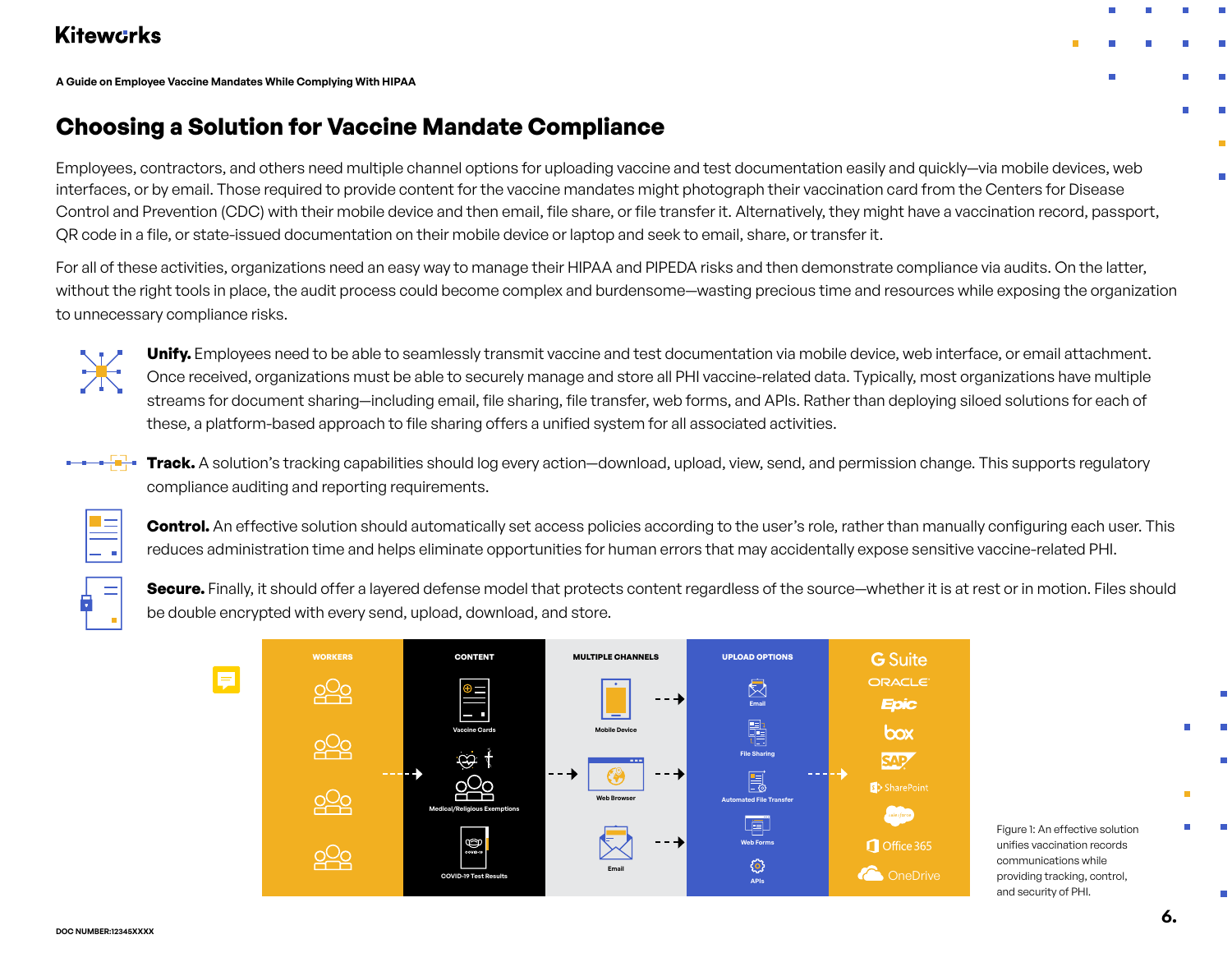## Choosing a Solution for Vaccine Mandate Compliance

Employees, contractors, and others need multiple channel options for uploading vaccine and test documentation easily and quickly—via mobile devices, web interfaces, or by email. Those required to provide content for the vaccine mandates might photograph their vaccination card from the Centers for Disease Control and Prevention (CDC) with their mobile device and then email, file share, or file transfer it. Alternatively, they might have a vaccination record, passport, QR code in a file, or state-issued documentation on their mobile device or laptop and seek to email, share, or transfer it.

For all of these activities, organizations need an easy way to manage their HIPAA and PIPEDA risks and then demonstrate compliance via audits. On the latter, without the right tools in place, the audit process could become complex and burdensome—wasting precious time and resources while exposing the organization to unnecessary compliance risks.

**Unify.** Employees need to be able to seamlessly transmit vaccine and test documentation via mobile device, web interface, or email attachment. Once received, organizations must be able to securely manage and store all PHI vaccine-related data. Typically, most organizations have multiple streams for document sharing—including email, file sharing, file transfer, web forms, and APIs. Rather than deploying siloed solutions for each of these, a platform-based approach to file sharing offers a unified system for all associated activities.

**Track.** A solution's tracking capabilities should log every action—download, upload, view, send, and permission change. This supports regulatory compliance auditing and reporting requirements.

**Control.** An effective solution should automatically set access policies according to the user's role, rather than manually configuring each user. This reduces administration time and helps eliminate opportunities for human errors that may accidentally expose sensitive vaccine-related PHI.

**Secure.** Finally, it should offer a layered defense model that protects content regardless of the source—whether it is at rest or in motion. Files should be double encrypted with every send, upload, download, and store.

| WORKERS | CONTENT | MULTIPLE CHANNELS | UPLOAD OPTIONS | |
|---|---|---|---|---|
| | Vaccine Cards | Mobile Device | Email | G Suite |
| | Medical/Religious Exemptions | Web Browser | File Sharing | ORACLE |
| | COVID-19 Test Results | Email | Automated File Transfer | Epic |
| | | | Web Forms | box |
| | | | APIs | SAP |
| | | | | SharePoint |
| | | | | salesforce |
| | | | | Office 365 |
| | | | | OneDrive |

Figure 1: An effective solution unifies vaccination records communications while providing tracking, control, and security of PHI.

DOC NUMBER:12345XXXX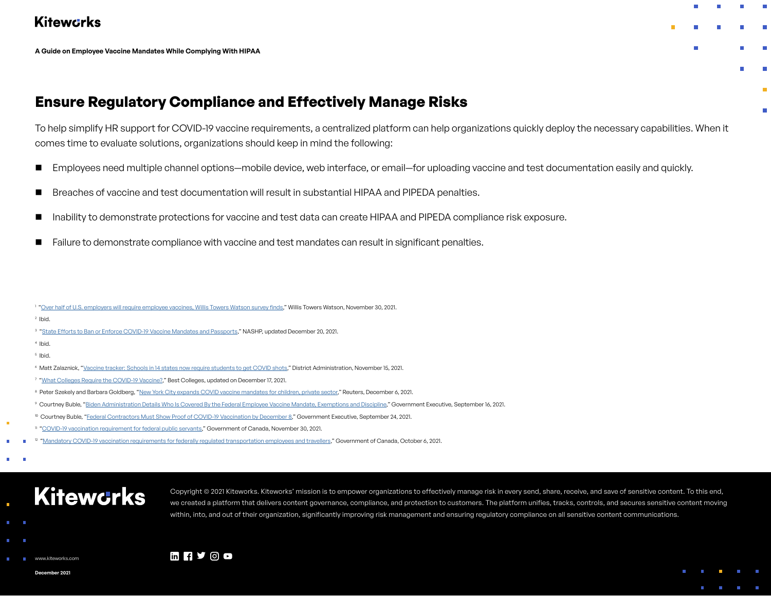## Ensure Regulatory Compliance and Effectively Manage Risks

To help simplify HR support for COVID-19 vaccine requirements, a centralized platform can help organizations quickly deploy the necessary capabilities. When it comes time to evaluate solutions, organizations should keep in mind the following:

- Employees need multiple channel options—mobile device, web interface, or email—for uploading vaccine and test documentation easily and quickly.
- Breaches of vaccine and test documentation will result in substantial HIPAA and PIPEDA penalties.
- Inability to demonstrate protections for vaccine and test data can create HIPAA and PIPEDA compliance risk exposure.
- Failure to demonstrate compliance with vaccine and test mandates can result in significant penalties.

[1] "Over half of U.S. employers will require employee vaccines, Willis Towers Watson survey finds," Willis Towers Watson, November 30, 2021.

[2] Ibid.

[3] "State Efforts to Ban or Enforce COVID-19 Vaccine Mandates and Passports," NASHP, updated December 20, 2021.

[4] Ibid.

[5] Ibid.

[6] Matt Zalaznick, "Vaccine tracker: Schools in 14 states now require students to get COVID shots," District Administration, November 15, 2021.

[7] "What Colleges Require the COVID-19 Vaccine?," Best Colleges, updated on December 17, 2021.

[8] Peter Szekely and Barbara Goldberg, "New York City expands COVID vaccine mandates for children, private sector," Reuters, December 6, 2021.

[9] Courtney Buble, "Biden Administration Details Who Is Covered By the Federal Employee Vaccine Mandate, Exemptions and Discipline," Government Executive, September 16, 2021.

[10] Courtney Buble, "Federal Contractors Must Show Proof of COVID-19 Vaccination by December 8," Government Executive, September 24, 2021.

[11] "COVID-19 vaccination requirement for federal public servants," Government of Canada, November 30, 2021.

[12] "Mandatory COVID-19 vaccination requirements for federally regulated transportation employees and travellers," Government of Canada, October 6, 2021.

Kiteworks

Copyright © 2021 Kiteworks. Kiteworks' mission is to empower organizations to effectively manage risk in every send, share, receive, and save of sensitive content. To this end, we created a platform that delivers content governance, compliance, and protection to customers. The platform unifies, tracks, controls, and secures sensitive content moving within, into, and out of their organization, significantly improving risk management and ensuring regulatory compliance on all sensitive content communications.

www.kiteworks.com

December 2021